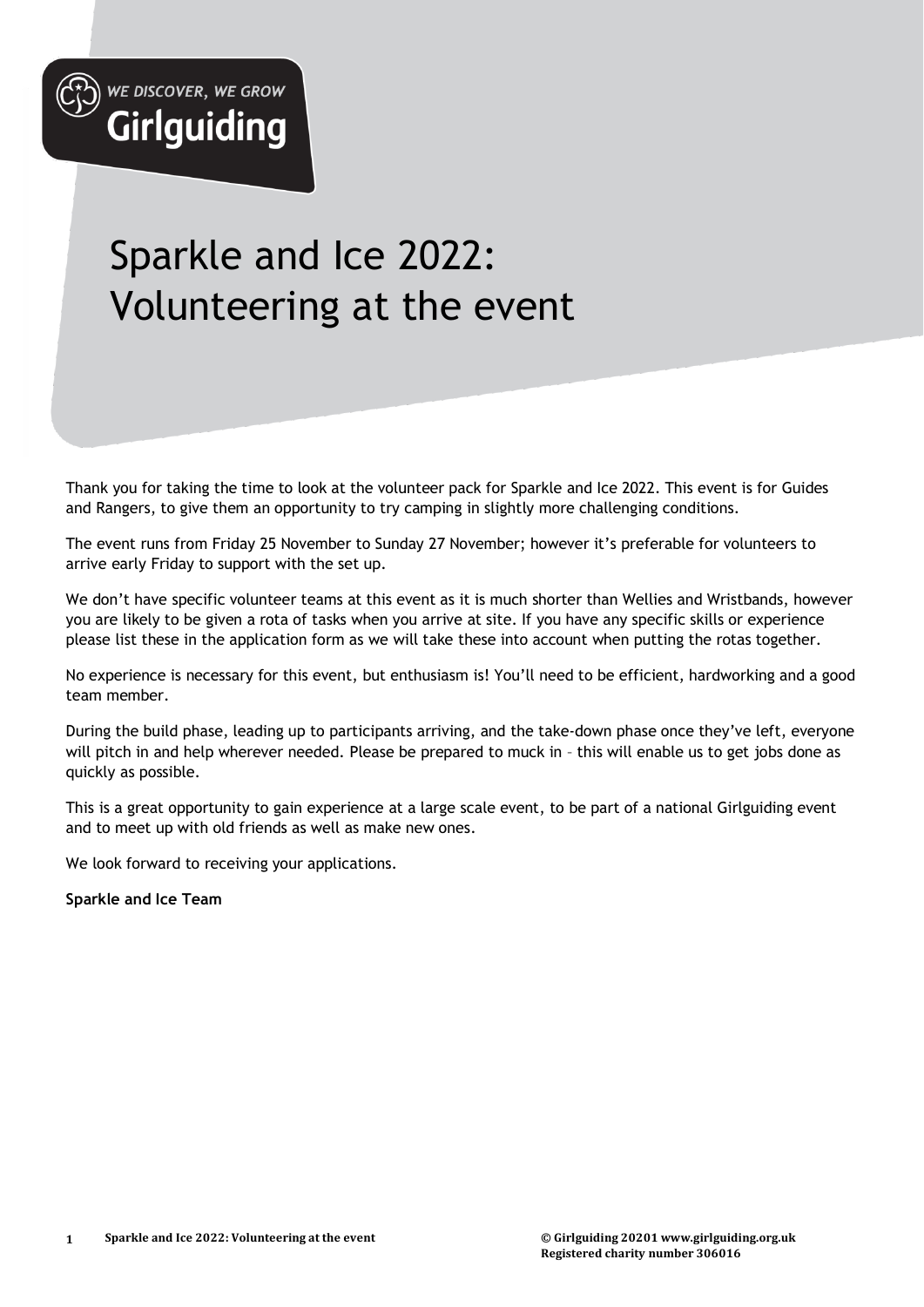WE DISCOVER, WE GROW
Girlguiding

# Sparkle and Ice 2022: Volunteering at the event

Thank you for taking the time to look at the volunteer pack for Sparkle and Ice 2022. This event is for Guides and Rangers, to give them an opportunity to try camping in slightly more challenging conditions.

The event runs from Friday 25 November to Sunday 27 November; however it's preferable for volunteers to arrive early Friday to support with the set up.

We don't have specific volunteer teams at this event as it is much shorter than Wellies and Wristbands, however you are likely to be given a rota of tasks when you arrive at site. If you have any specific skills or experience please list these in the application form as we will take these into account when putting the rotas together.

No experience is necessary for this event, but enthusiasm is! You'll need to be efficient, hardworking and a good team member.

During the build phase, leading up to participants arriving, and the take-down phase once they've left, everyone will pitch in and help wherever needed. Please be prepared to muck in – this will enable us to get jobs done as quickly as possible.

This is a great opportunity to gain experience at a large scale event, to be part of a national Girlguiding event and to meet up with old friends as well as make new ones.

We look forward to receiving your applications.

**Sparkle and Ice Team**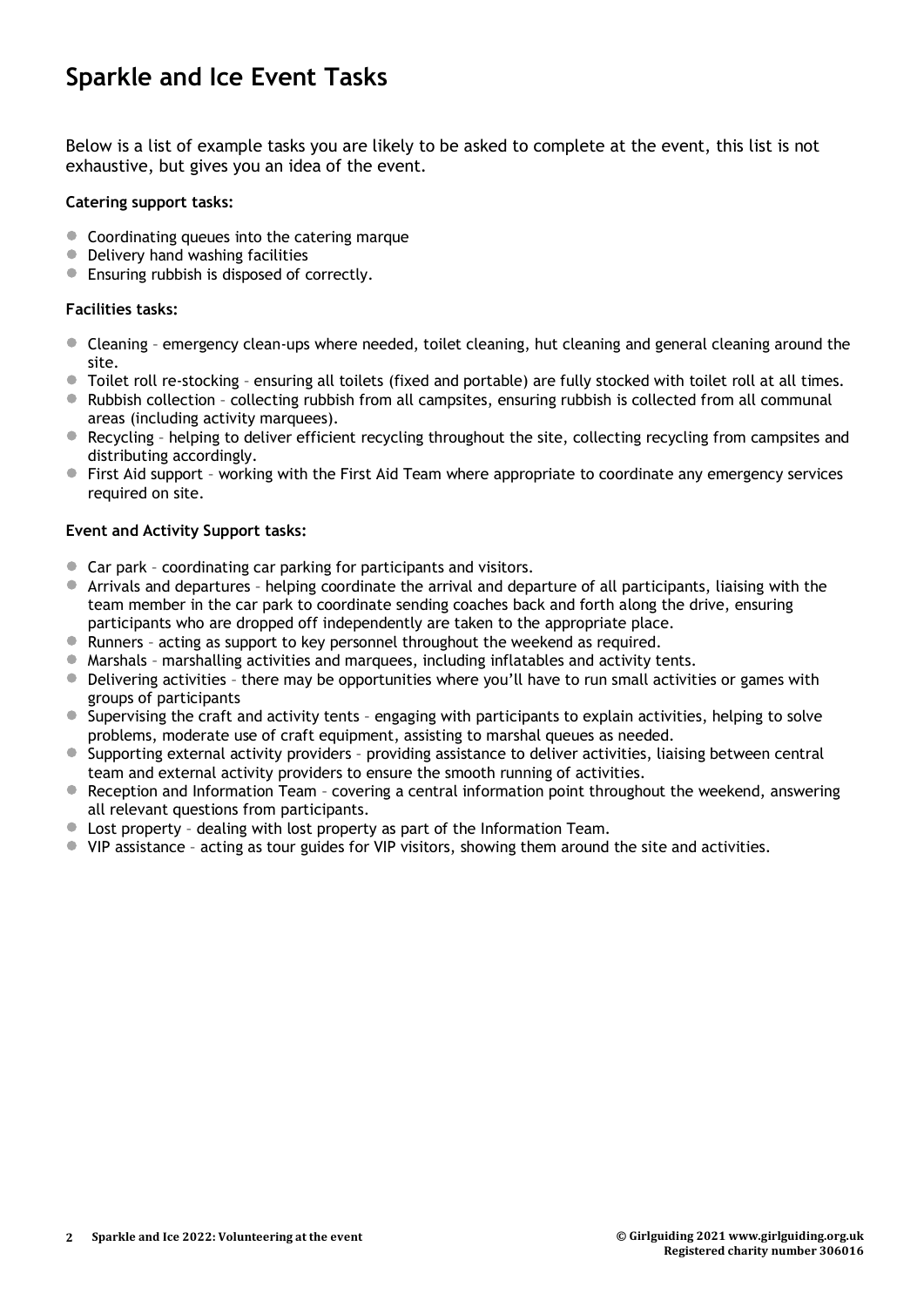## Sparkle and Ice Event Tasks

Below is a list of example tasks you are likely to be asked to complete at the event, this list is not exhaustive, but gives you an idea of the event.

**Catering support tasks:**

- Coordinating queues into the catering marque
- Delivery hand washing facilities
- Ensuring rubbish is disposed of correctly.

**Facilities tasks:**

- Cleaning – emergency clean-ups where needed, toilet cleaning, hut cleaning and general cleaning around the site.
- Toilet roll re-stocking – ensuring all toilets (fixed and portable) are fully stocked with toilet roll at all times.
- Rubbish collection – collecting rubbish from all campsites, ensuring rubbish is collected from all communal areas (including activity marquees).
- Recycling – helping to deliver efficient recycling throughout the site, collecting recycling from campsites and distributing accordingly.
- First Aid support – working with the First Aid Team where appropriate to coordinate any emergency services required on site.

**Event and Activity Support tasks:**

- Car park – coordinating car parking for participants and visitors.
- Arrivals and departures – helping coordinate the arrival and departure of all participants, liaising with the team member in the car park to coordinate sending coaches back and forth along the drive, ensuring participants who are dropped off independently are taken to the appropriate place.
- Runners – acting as support to key personnel throughout the weekend as required.
- Marshals – marshalling activities and marquees, including inflatables and activity tents.
- Delivering activities – there may be opportunities where you'll have to run small activities or games with groups of participants
- Supervising the craft and activity tents – engaging with participants to explain activities, helping to solve problems, moderate use of craft equipment, assisting to marshal queues as needed.
- Supporting external activity providers – providing assistance to deliver activities, liaising between central team and external activity providers to ensure the smooth running of activities.
- Reception and Information Team – covering a central information point throughout the weekend, answering all relevant questions from participants.
- Lost property – dealing with lost property as part of the Information Team.
- VIP assistance – acting as tour guides for VIP visitors, showing them around the site and activities.